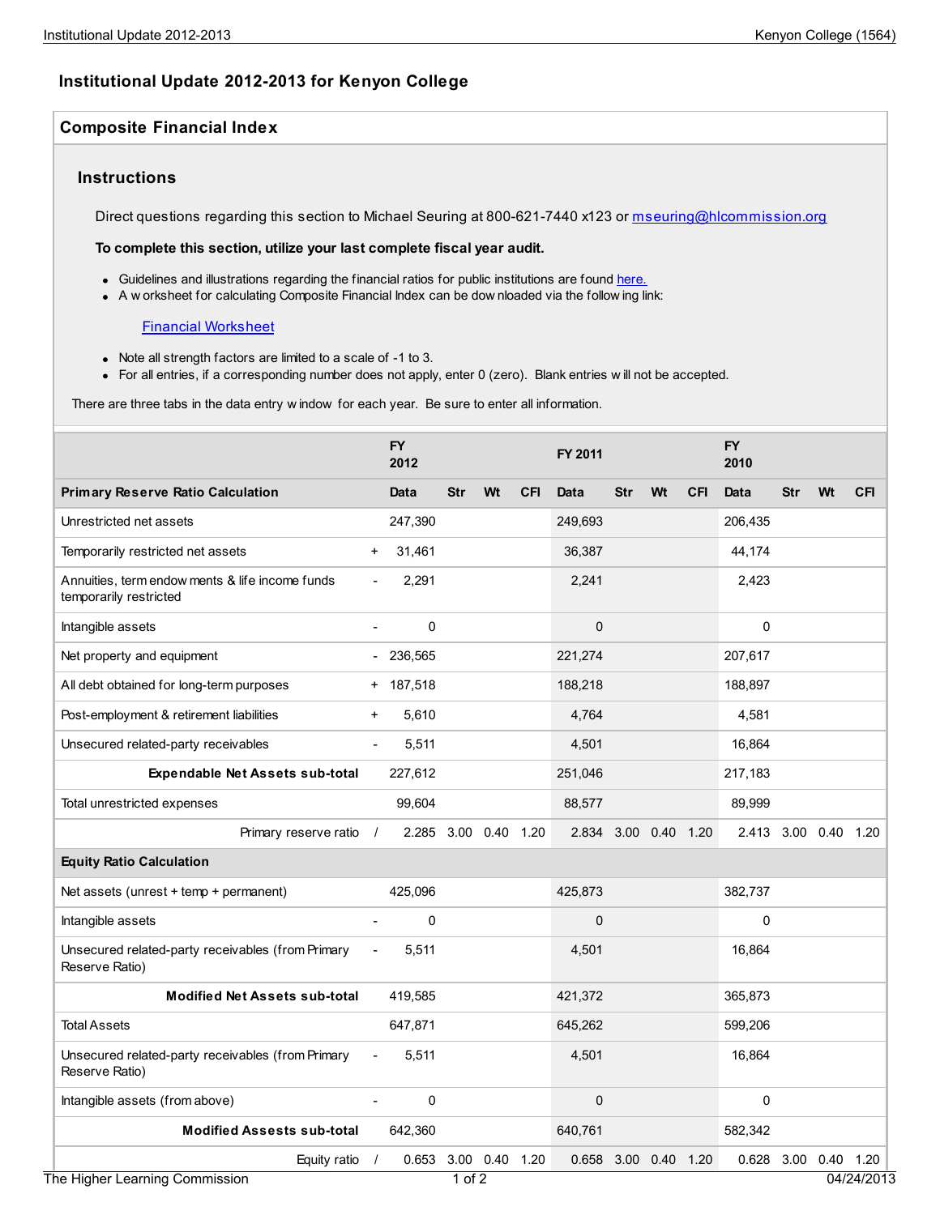# Institutional Update 2012-2013 for Kenyon College

## Composite Financial Index

### Instructions

Direct questions regarding this section to Michael Seuring at 800-621-7440 x123 or mseuring@hlcommission.org

**To complete this section, utilize your last complete fiscal year audit.**

- Guidelines and illustrations regarding the financial ratios for public institutions are found here.
- A worksheet for calculating Composite Financial Index can be downloaded via the following link:

  Financial Worksheet

- Note all strength factors are limited to a scale of -1 to 3.
- For all entries, if a corresponding number does not apply, enter 0 (zero). Blank entries will not be accepted.

There are three tabs in the data entry window for each year. Be sure to enter all information.

| | | FY 2012 | | | | FY 2011 | | | | FY 2010 | | | |
|---|---|---|---|---|---|---|---|---|---|---|---|---|---|
| **Primary Reserve Ratio Calculation** | | **Data** | **Str** | **Wt** | **CFI** | **Data** | **Str** | **Wt** | **CFI** | **Data** | **Str** | **Wt** | **CFI** |
| Unrestricted net assets | | 247,390 | | | | 249,693 | | | | 206,435 | | | |
| Temporarily restricted net assets | + | 31,461 | | | | 36,387 | | | | 44,174 | | | |
| Annuities, term endowments & life income funds temporarily restricted | - | 2,291 | | | | 2,241 | | | | 2,423 | | | |
| Intangible assets | - | 0 | | | | 0 | | | | 0 | | | |
| Net property and equipment | - | 236,565 | | | | 221,274 | | | | 207,617 | | | |
| All debt obtained for long-term purposes | + | 187,518 | | | | 188,218 | | | | 188,897 | | | |
| Post-employment & retirement liabilities | + | 5,610 | | | | 4,764 | | | | 4,581 | | | |
| Unsecured related-party receivables | - | 5,511 | | | | 4,501 | | | | 16,864 | | | |
| **Expendable Net Assets sub-total** | | 227,612 | | | | 251,046 | | | | 217,183 | | | |
| Total unrestricted expenses | | 99,604 | | | | 88,577 | | | | 89,999 | | | |
| Primary reserve ratio | / | 2.285 | 3.00 | 0.40 | 1.20 | 2.834 | 3.00 | 0.40 | 1.20 | 2.413 | 3.00 | 0.40 | 1.20 |
| **Equity Ratio Calculation** | | | | | | | | | | | | | |
| Net assets (unrest + temp + permanent) | | 425,096 | | | | 425,873 | | | | 382,737 | | | |
| Intangible assets | - | 0 | | | | 0 | | | | 0 | | | |
| Unsecured related-party receivables (from Primary Reserve Ratio) | - | 5,511 | | | | 4,501 | | | | 16,864 | | | |
| **Modified Net Assets sub-total** | | 419,585 | | | | 421,372 | | | | 365,873 | | | |
| Total Assets | | 647,871 | | | | 645,262 | | | | 599,206 | | | |
| Unsecured related-party receivables (from Primary Reserve Ratio) | - | 5,511 | | | | 4,501 | | | | 16,864 | | | |
| Intangible assets (from above) | - | 0 | | | | 0 | | | | 0 | | | |
| **Modified Assests sub-total** | | 642,360 | | | | 640,761 | | | | 582,342 | | | |
| Equity ratio | / | 0.653 | 3.00 | 0.40 | 1.20 | 0.658 | 3.00 | 0.40 | 1.20 | 0.628 | 3.00 | 0.40 | 1.20 |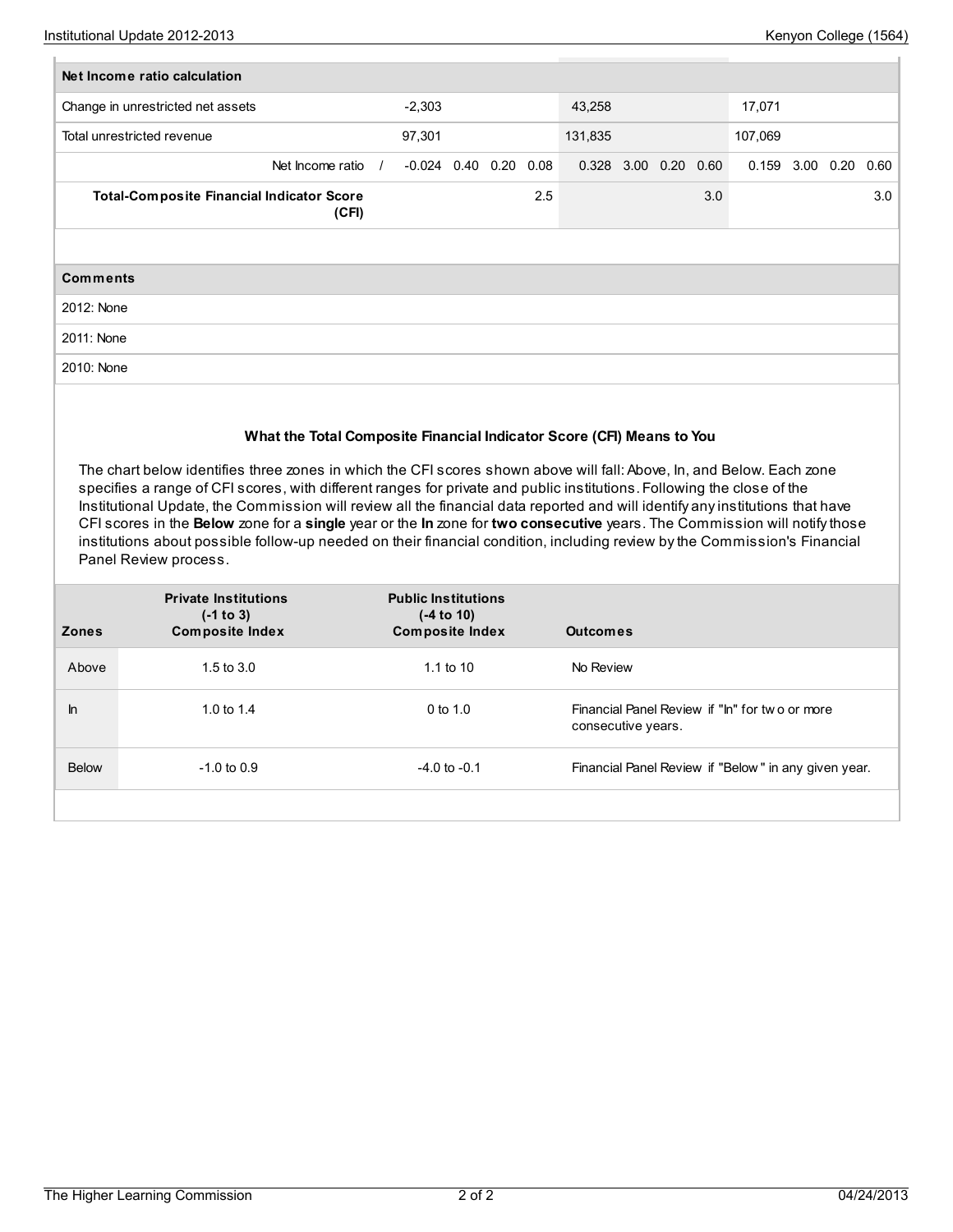| Net Income ratio calculation | | | | | | | | | | | | | | | | |
|---|---|---|---|---|---|---|---|---|---|---|---|---|---|---|---|---|
| Change in unrestricted net assets | | -2,303 | | | | 43,258 | | | | 17,071 | | | |
| Total unrestricted revenue | | 97,301 | | | | 131,835 | | | | 107,069 | | | |
| Net Income ratio | / | -0.024 | 0.40 | 0.20 | 0.08 | 0.328 | 3.00 | 0.20 | 0.60 | 0.159 | 3.00 | 0.20 | 0.60 |
| **Total-Composite Financial Indicator Score (CFI)** | | | | | 2.5 | | | | 3.0 | | | | 3.0 |

| Comments |
|---|
| 2012: None |
| 2011: None |
| 2010: None |

### What the Total Composite Financial Indicator Score (CFI) Means to You

The chart below identifies three zones in which the CFI scores shown above will fall: Above, In, and Below. Each zone specifies a range of CFI scores, with different ranges for private and public institutions. Following the close of the Institutional Update, the Commission will review all the financial data reported and will identify any institutions that have CFI scores in the **Below** zone for a **single** year or the **In** zone for **two consecutive** years. The Commission will notify those institutions about possible follow-up needed on their financial condition, including review by the Commission's Financial Panel Review process.

| Zones | Private Institutions (-1 to 3) Composite Index | Public Institutions (-4 to 10) Composite Index | Outcomes |
|---|---|---|---|
| Above | 1.5 to 3.0 | 1.1 to 10 | No Review |
| In | 1.0 to 1.4 | 0 to 1.0 | Financial Panel Review if "In" for two or more consecutive years. |
| Below | -1.0 to 0.9 | -4.0 to -0.1 | Financial Panel Review if "Below" in any given year. |